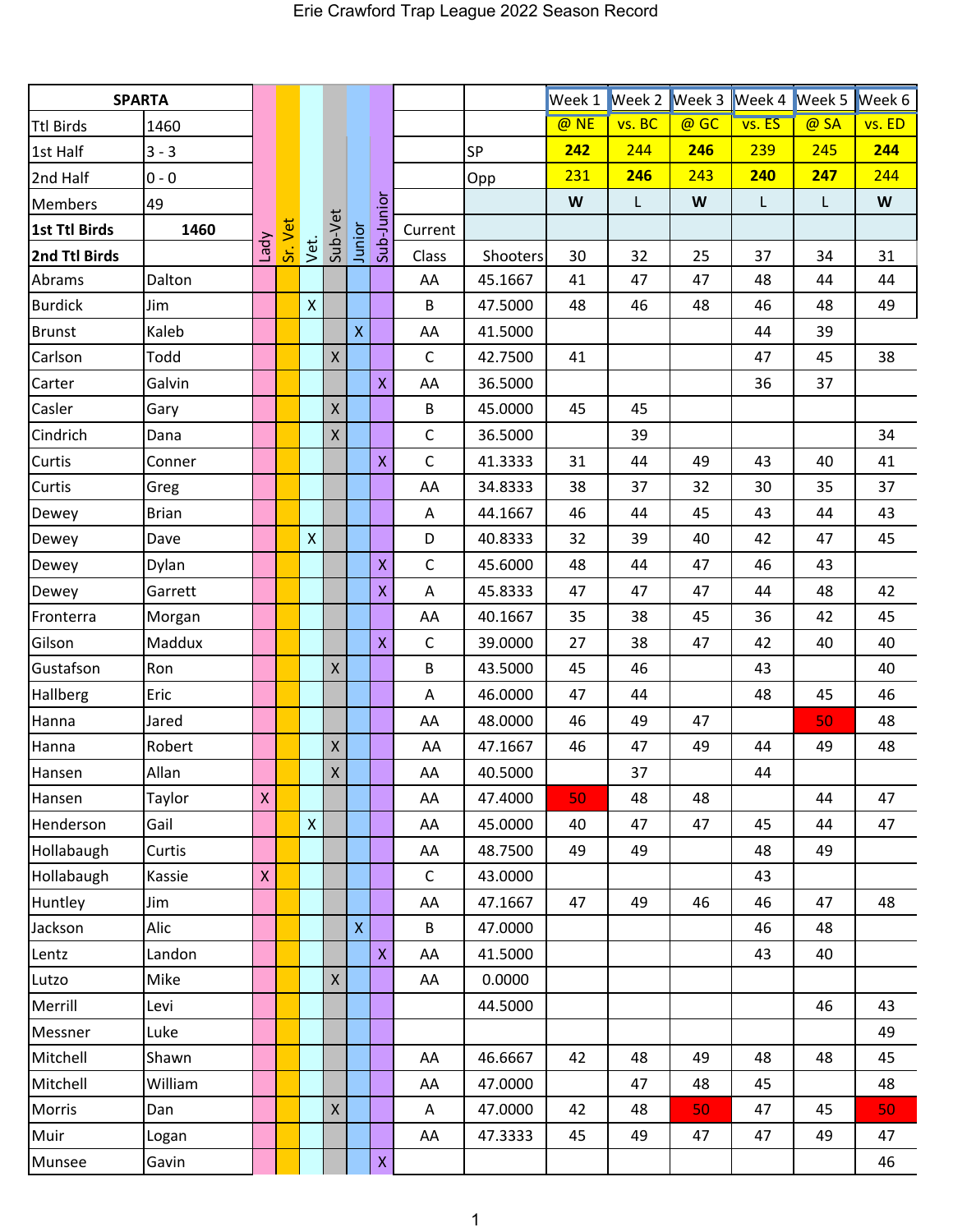Erie Crawford Trap League 2022 Season Record

| SPARTA | | Lady | Sr. Vet | Vet. | Sub-Vet | Junior | Sub-Junior | | | Week 1 | Week 2 | Week 3 | Week 4 | Week 5 | Week 6 |
|---|---|---|---|---|---|---|---|---|---|---|---|---|---|---|---|
| Ttl Birds | 1460 | | | | | | | | | @ NE | vs. BC | @ GC | vs. ES | @ SA | vs. ED |
| 1st Half | 3 - 3 | | | | | | | | SP | 242 | 244 | 246 | 239 | 245 | 244 |
| 2nd Half | 0 - 0 | | | | | | | | Opp | 231 | 246 | 243 | 240 | 247 | 244 |
| Members | 49 | | | | | | | | | W | L | W | L | L | W |
| 1st Ttl Birds | 1460 | | | | | | | Current | | | | | | | |
| 2nd Ttl Birds | | | | | | | | Class | Shooters | 30 | 32 | 25 | 37 | 34 | 31 |
| Abrams | Dalton | | | | | | | AA | 45.1667 | 41 | 47 | 47 | 48 | 44 | 44 |
| Burdick | Jim | | | X | | | | B | 47.5000 | 48 | 46 | 48 | 46 | 48 | 49 |
| Brunst | Kaleb | | | | | X | | AA | 41.5000 | | | | 44 | 39 | |
| Carlson | Todd | | | | X | | | C | 42.7500 | 41 | | | 47 | 45 | 38 |
| Carter | Galvin | | | | | | X | AA | 36.5000 | | | | 36 | 37 | |
| Casler | Gary | | | | X | | | B | 45.0000 | 45 | 45 | | | | |
| Cindrich | Dana | | | | X | | | C | 36.5000 | | 39 | | | | 34 |
| Curtis | Conner | | | | | | X | C | 41.3333 | 31 | 44 | 49 | 43 | 40 | 41 |
| Curtis | Greg | | | | | | | AA | 34.8333 | 38 | 37 | 32 | 30 | 35 | 37 |
| Dewey | Brian | | | | | | | A | 44.1667 | 46 | 44 | 45 | 43 | 44 | 43 |
| Dewey | Dave | | | X | | | | D | 40.8333 | 32 | 39 | 40 | 42 | 47 | 45 |
| Dewey | Dylan | | | | | | X | C | 45.6000 | 48 | 44 | 47 | 46 | 43 | |
| Dewey | Garrett | | | | | | X | A | 45.8333 | 47 | 47 | 47 | 44 | 48 | 42 |
| Fronterra | Morgan | | | | | | | AA | 40.1667 | 35 | 38 | 45 | 36 | 42 | 45 |
| Gilson | Maddux | | | | | | X | C | 39.0000 | 27 | 38 | 47 | 42 | 40 | 40 |
| Gustafson | Ron | | | | X | | | B | 43.5000 | 45 | 46 | | 43 | | 40 |
| Hallberg | Eric | | | | | | | A | 46.0000 | 47 | 44 | | 48 | 45 | 46 |
| Hanna | Jared | | | | | | | AA | 48.0000 | 46 | 49 | 47 | | 50 | 48 |
| Hanna | Robert | | | | X | | | AA | 47.1667 | 46 | 47 | 49 | 44 | 49 | 48 |
| Hansen | Allan | | | | X | | | AA | 40.5000 | | 37 | | 44 | | |
| Hansen | Taylor | X | | | | | | AA | 47.4000 | 50 | 48 | 48 | | 44 | 47 |
| Henderson | Gail | | | X | | | | AA | 45.0000 | 40 | 47 | 47 | 45 | 44 | 47 |
| Hollabaugh | Curtis | | | | | | | AA | 48.7500 | 49 | 49 | | 48 | 49 | |
| Hollabaugh | Kassie | X | | | | | | C | 43.0000 | | | | 43 | | |
| Huntley | Jim | | | | | | | AA | 47.1667 | 47 | 49 | 46 | 46 | 47 | 48 |
| Jackson | Alic | | | | | X | | B | 47.0000 | | | | 46 | 48 | |
| Lentz | Landon | | | | | | X | AA | 41.5000 | | | | 43 | 40 | |
| Lutzo | Mike | | | | X | | | AA | 0.0000 | | | | | | |
| Merrill | Levi | | | | | | | | 44.5000 | | | | | 46 | 43 |
| Messner | Luke | | | | | | | | | | | | | | 49 |
| Mitchell | Shawn | | | | | | | AA | 46.6667 | 42 | 48 | 49 | 48 | 48 | 45 |
| Mitchell | William | | | | | | | AA | 47.0000 | | 47 | 48 | 45 | | 48 |
| Morris | Dan | | | | X | | | A | 47.0000 | 42 | 48 | 50 | 47 | 45 | 50 |
| Muir | Logan | | | | | | | AA | 47.3333 | 45 | 49 | 47 | 47 | 49 | 47 |
| Munsee | Gavin | | | | | | X | | | | | | | | 46 |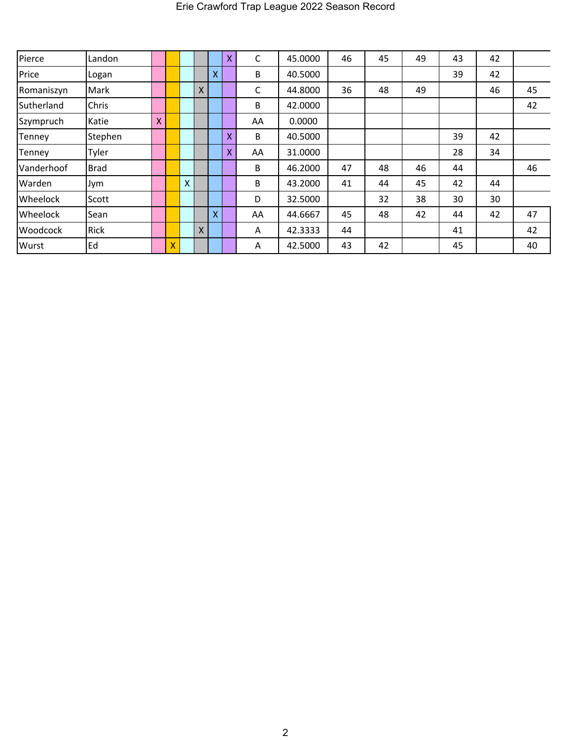| | | | | | | | | | | | | | | | |
|---|---|---|---|---|---|---|---|---|---|---|---|---|---|---|---|
| Pierce | Landon | | | | | | X | C | 45.0000 | 46 | 45 | 49 | 43 | 42 | |
| Price | Logan | | | | | X | | B | 40.5000 | | | | 39 | 42 | |
| Romaniszyn | Mark | | | | X | | | C | 44.8000 | 36 | 48 | 49 | | 46 | 45 |
| Sutherland | Chris | | | | | | | B | 42.0000 | | | | | | 42 |
| Szympruch | Katie | X | | | | | | AA | 0.0000 | | | | | | |
| Tenney | Stephen | | | | | | X | B | 40.5000 | | | | 39 | 42 | |
| Tenney | Tyler | | | | | | X | AA | 31.0000 | | | | 28 | 34 | |
| Vanderhoof | Brad | | | | | | | B | 46.2000 | 47 | 48 | 46 | 44 | | 46 |
| Warden | Jym | | | X | | | | B | 43.2000 | 41 | 44 | 45 | 42 | 44 | |
| Wheelock | Scott | | | | | | | D | 32.5000 | | 32 | 38 | 30 | 30 | |
| Wheelock | Sean | | | | | X | | AA | 44.6667 | 45 | 48 | 42 | 44 | 42 | 47 |
| Woodcock | Rick | | | | X | | | A | 42.3333 | 44 | | | 41 | | 42 |
| Wurst | Ed | | X | | | | | A | 42.5000 | 43 | 42 | | 45 | | 40 |